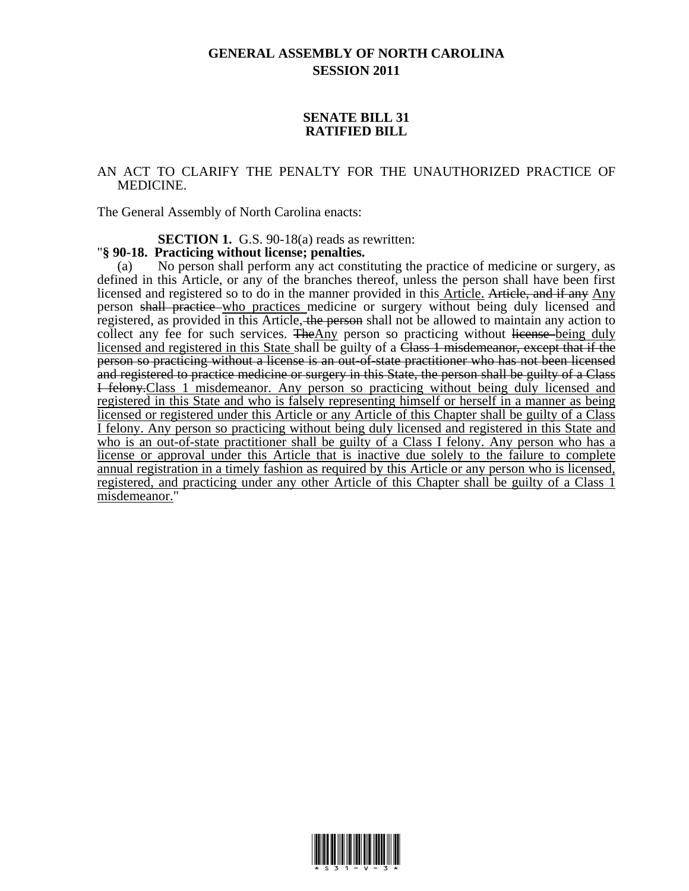**GENERAL ASSEMBLY OF NORTH CAROLINA**
**SESSION 2011**

**SENATE BILL 31**
**RATIFIED BILL**

AN ACT TO CLARIFY THE PENALTY FOR THE UNAUTHORIZED PRACTICE OF MEDICINE.

The General Assembly of North Carolina enacts:

**SECTION 1.** G.S. 90-18(a) reads as rewritten:

"**§ 90-18. Practicing without license; penalties.**

(a) No person shall perform any act constituting the practice of medicine or surgery, as defined in this Article, or any of the branches thereof, unless the person shall have been first licensed and registered so to do in the manner provided in this <u>Article.</u> ~~Article, and if any~~ <u>Any</u> person ~~shall practice~~ <u>who practices</u> medicine or surgery without being duly licensed and registered, as provided in this Article, ~~the person~~ shall not be allowed to maintain any action to collect any fee for such services. ~~The~~<u>Any</u> person so practicing without ~~license~~ <u>being duly licensed and registered in this State</u> shall be guilty of a ~~Class 1 misdemeanor, except that if the person so practicing without a license is an out-of-state practitioner who has not been licensed and registered to practice medicine or surgery in this State, the person shall be guilty of a Class I felony.~~<u>Class 1 misdemeanor. Any person so practicing without being duly licensed and registered in this State and who is falsely representing himself or herself in a manner as being licensed or registered under this Article or any Article of this Chapter shall be guilty of a Class I felony. Any person so practicing without being duly licensed and registered in this State and who is an out-of-state practitioner shall be guilty of a Class I felony. Any person who has a license or approval under this Article that is inactive due solely to the failure to complete annual registration in a timely fashion as required by this Article or any person who is licensed, registered, and practicing under any other Article of this Chapter shall be guilty of a Class 1 misdemeanor.</u>"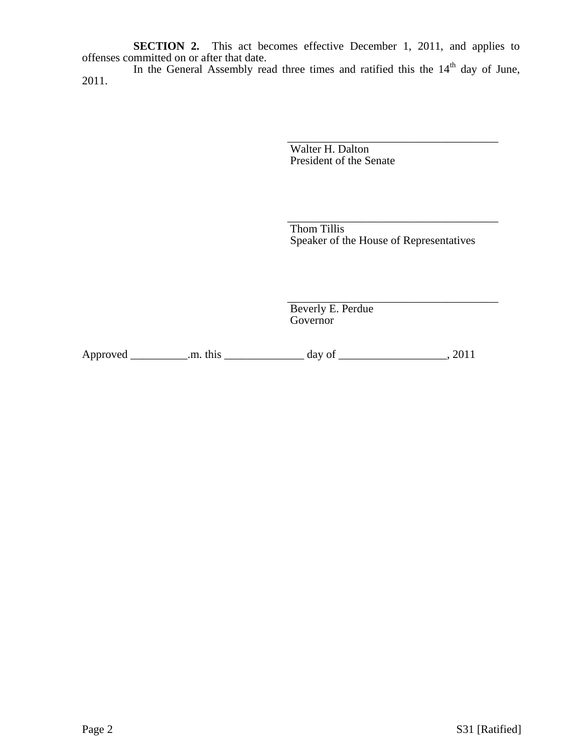**SECTION 2.** This act becomes effective December 1, 2011, and applies to offenses committed on or after that date.

In the General Assembly read three times and ratified this the 14th day of June, 2011.

\_\_\_\_\_\_\_\_\_\_\_\_\_\_\_\_\_\_\_\_\_\_\_\_\_\_\_\_\_\_\_\_\_\_\_\_\_\_\_

Walter H. Dalton
President of the Senate

\_\_\_\_\_\_\_\_\_\_\_\_\_\_\_\_\_\_\_\_\_\_\_\_\_\_\_\_\_\_\_\_\_\_\_\_\_\_\_

Thom Tillis
Speaker of the House of Representatives

\_\_\_\_\_\_\_\_\_\_\_\_\_\_\_\_\_\_\_\_\_\_\_\_\_\_\_\_\_\_\_\_\_\_\_\_\_\_\_

Beverly E. Perdue
Governor

Approved \_\_\_\_\_\_\_\_\_\_.m. this \_\_\_\_\_\_\_\_\_\_\_\_\_\_ day of \_\_\_\_\_\_\_\_\_\_\_\_\_\_\_\_\_\_\_, 2011